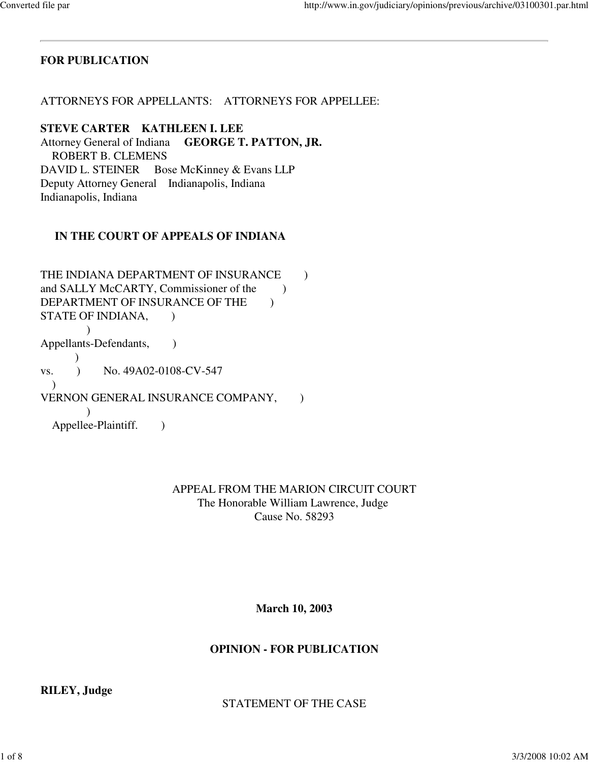**FOR PUBLICATION**

ATTORNEYS FOR APPELLANTS: ATTORNEYS FOR APPELLEE:

**STEVE CARTER** **KATHLEEN I. LEE**
Attorney General of Indiana **GEORGE T. PATTON, JR.**
ROBERT B. CLEMENS
DAVID L. STEINER Bose McKinney & Evans LLP
Deputy Attorney General Indianapolis, Indiana
Indianapolis, Indiana

**IN THE COURT OF APPEALS OF INDIANA**

THE INDIANA DEPARTMENT OF INSURANCE )
and SALLY McCARTY, Commissioner of the )
DEPARTMENT OF INSURANCE OF THE )
STATE OF INDIANA, )
)
Appellants-Defendants, )
)
vs. ) No. 49A02-0108-CV-547
)
VERNON GENERAL INSURANCE COMPANY, )
)
Appellee-Plaintiff. )

APPEAL FROM THE MARION CIRCUIT COURT
The Honorable William Lawrence, Judge
Cause No. 58293

**March 10, 2003**

**OPINION - FOR PUBLICATION**

**RILEY, Judge**

STATEMENT OF THE CASE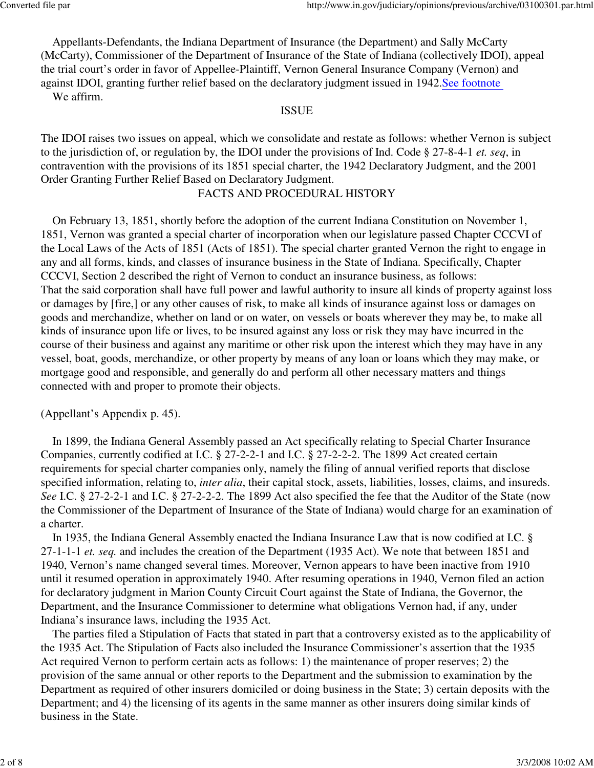Appellants-Defendants, the Indiana Department of Insurance (the Department) and Sally McCarty (McCarty), Commissioner of the Department of Insurance of the State of Indiana (collectively IDOI), appeal the trial court's order in favor of Appellee-Plaintiff, Vernon General Insurance Company (Vernon) and against IDOI, granting further relief based on the declaratory judgment issued in 1942. See footnote

We affirm.

## ISSUE

The IDOI raises two issues on appeal, which we consolidate and restate as follows: whether Vernon is subject to the jurisdiction of, or regulation by, the IDOI under the provisions of Ind. Code § 27-8-4-1 *et. seq*, in contravention with the provisions of its 1851 special charter, the 1942 Declaratory Judgment, and the 2001 Order Granting Further Relief Based on Declaratory Judgment.

## FACTS AND PROCEDURAL HISTORY

On February 13, 1851, shortly before the adoption of the current Indiana Constitution on November 1, 1851, Vernon was granted a special charter of incorporation when our legislature passed Chapter CCCVI of the Local Laws of the Acts of 1851 (Acts of 1851). The special charter granted Vernon the right to engage in any and all forms, kinds, and classes of insurance business in the State of Indiana. Specifically, Chapter CCCVI, Section 2 described the right of Vernon to conduct an insurance business, as follows:

That the said corporation shall have full power and lawful authority to insure all kinds of property against loss or damages by [fire,] or any other causes of risk, to make all kinds of insurance against loss or damages on goods and merchandise, whether on land or on water, on vessels or boats wherever they may be, to make all kinds of insurance upon life or lives, to be insured against any loss or risk they may have incurred in the course of their business and against any maritime or other risk upon the interest which they may have in any vessel, boat, goods, merchandize, or other property by means of any loan or loans which they may make, or mortgage good and responsible, and generally do and perform all other necessary matters and things connected with and proper to promote their objects.

(Appellant's Appendix p. 45).

In 1899, the Indiana General Assembly passed an Act specifically relating to Special Charter Insurance Companies, currently codified at I.C. § 27-2-2-1 and I.C. § 27-2-2-2. The 1899 Act created certain requirements for special charter companies only, namely the filing of annual verified reports that disclose specified information, relating to, *inter alia*, their capital stock, assets, liabilities, losses, claims, and insureds. *See* I.C. § 27-2-2-1 and I.C. § 27-2-2-2. The 1899 Act also specified the fee that the Auditor of the State (now the Commissioner of the Department of Insurance of the State of Indiana) would charge for an examination of a charter.

In 1935, the Indiana General Assembly enacted the Indiana Insurance Law that is now codified at I.C. § 27-1-1-1 *et. seq.* and includes the creation of the Department (1935 Act). We note that between 1851 and 1940, Vernon's name changed several times. Moreover, Vernon appears to have been inactive from 1910 until it resumed operation in approximately 1940. After resuming operations in 1940, Vernon filed an action for declaratory judgment in Marion County Circuit Court against the State of Indiana, the Governor, the Department, and the Insurance Commissioner to determine what obligations Vernon had, if any, under Indiana's insurance laws, including the 1935 Act.

The parties filed a Stipulation of Facts that stated in part that a controversy existed as to the applicability of the 1935 Act. The Stipulation of Facts also included the Insurance Commissioner's assertion that the 1935 Act required Vernon to perform certain acts as follows: 1) the maintenance of proper reserves; 2) the provision of the same annual or other reports to the Department and the submission to examination by the Department as required of other insurers domiciled or doing business in the State; 3) certain deposits with the Department; and 4) the licensing of its agents in the same manner as other insurers doing similar kinds of business in the State.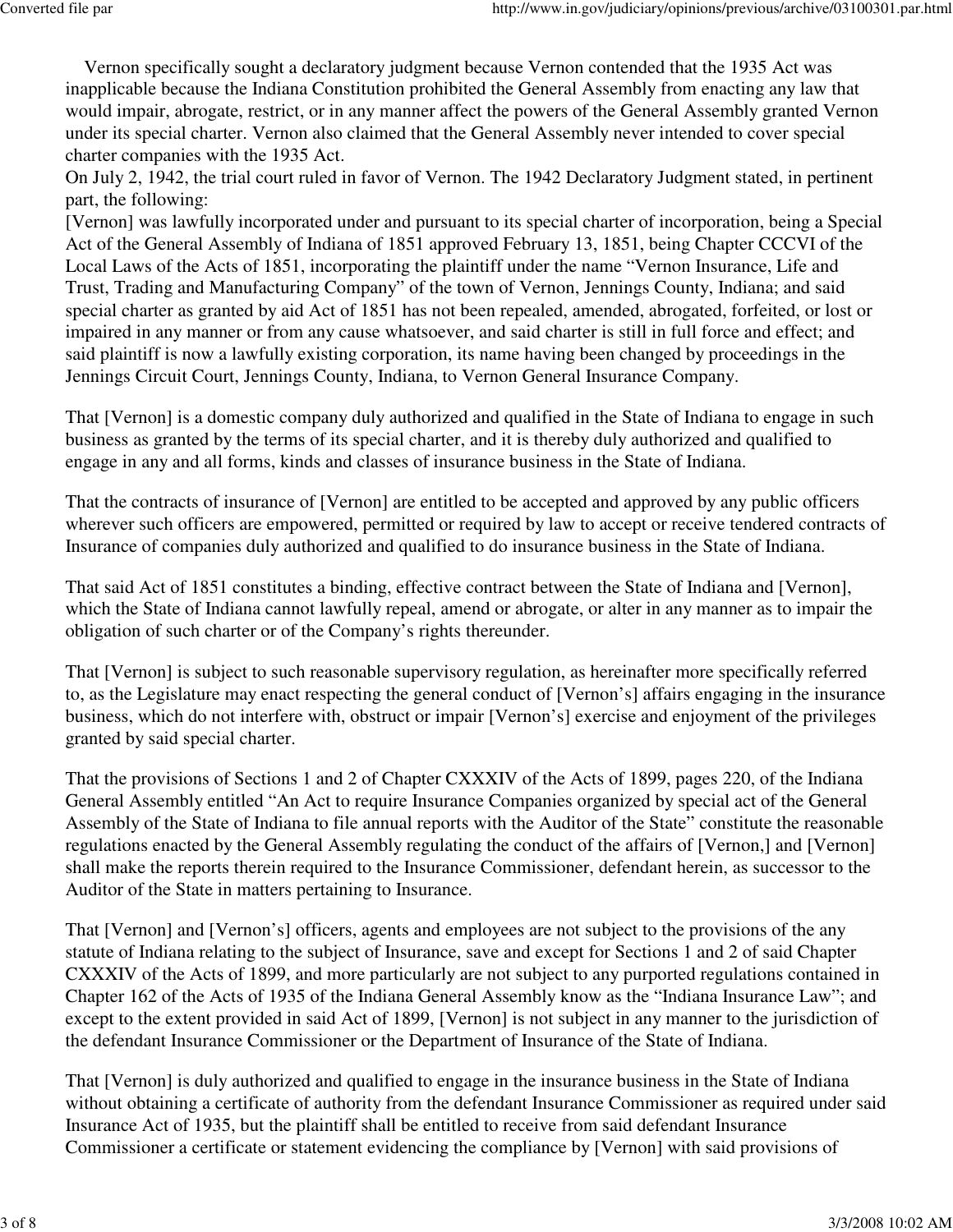Vernon specifically sought a declaratory judgment because Vernon contended that the 1935 Act was inapplicable because the Indiana Constitution prohibited the General Assembly from enacting any law that would impair, abrogate, restrict, or in any manner affect the powers of the General Assembly granted Vernon under its special charter. Vernon also claimed that the General Assembly never intended to cover special charter companies with the 1935 Act.

On July 2, 1942, the trial court ruled in favor of Vernon. The 1942 Declaratory Judgment stated, in pertinent part, the following:

[Vernon] was lawfully incorporated under and pursuant to its special charter of incorporation, being a Special Act of the General Assembly of Indiana of 1851 approved February 13, 1851, being Chapter CCCVI of the Local Laws of the Acts of 1851, incorporating the plaintiff under the name "Vernon Insurance, Life and Trust, Trading and Manufacturing Company" of the town of Vernon, Jennings County, Indiana; and said special charter as granted by aid Act of 1851 has not been repealed, amended, abrogated, forfeited, or lost or impaired in any manner or from any cause whatsoever, and said charter is still in full force and effect; and said plaintiff is now a lawfully existing corporation, its name having been changed by proceedings in the Jennings Circuit Court, Jennings County, Indiana, to Vernon General Insurance Company.

That [Vernon] is a domestic company duly authorized and qualified in the State of Indiana to engage in such business as granted by the terms of its special charter, and it is thereby duly authorized and qualified to engage in any and all forms, kinds and classes of insurance business in the State of Indiana.

That the contracts of insurance of [Vernon] are entitled to be accepted and approved by any public officers wherever such officers are empowered, permitted or required by law to accept or receive tendered contracts of Insurance of companies duly authorized and qualified to do insurance business in the State of Indiana.

That said Act of 1851 constitutes a binding, effective contract between the State of Indiana and [Vernon], which the State of Indiana cannot lawfully repeal, amend or abrogate, or alter in any manner as to impair the obligation of such charter or of the Company's rights thereunder.

That [Vernon] is subject to such reasonable supervisory regulation, as hereinafter more specifically referred to, as the Legislature may enact respecting the general conduct of [Vernon's] affairs engaging in the insurance business, which do not interfere with, obstruct or impair [Vernon's] exercise and enjoyment of the privileges granted by said special charter.

That the provisions of Sections 1 and 2 of Chapter CXXXIV of the Acts of 1899, pages 220, of the Indiana General Assembly entitled "An Act to require Insurance Companies organized by special act of the General Assembly of the State of Indiana to file annual reports with the Auditor of the State" constitute the reasonable regulations enacted by the General Assembly regulating the conduct of the affairs of [Vernon,] and [Vernon] shall make the reports therein required to the Insurance Commissioner, defendant herein, as successor to the Auditor of the State in matters pertaining to Insurance.

That [Vernon] and [Vernon's] officers, agents and employees are not subject to the provisions of the any statute of Indiana relating to the subject of Insurance, save and except for Sections 1 and 2 of said Chapter CXXXIV of the Acts of 1899, and more particularly are not subject to any purported regulations contained in Chapter 162 of the Acts of 1935 of the Indiana General Assembly know as the "Indiana Insurance Law"; and except to the extent provided in said Act of 1899, [Vernon] is not subject in any manner to the jurisdiction of the defendant Insurance Commissioner or the Department of Insurance of the State of Indiana.

That [Vernon] is duly authorized and qualified to engage in the insurance business in the State of Indiana without obtaining a certificate of authority from the defendant Insurance Commissioner as required under said Insurance Act of 1935, but the plaintiff shall be entitled to receive from said defendant Insurance Commissioner a certificate or statement evidencing the compliance by [Vernon] with said provisions of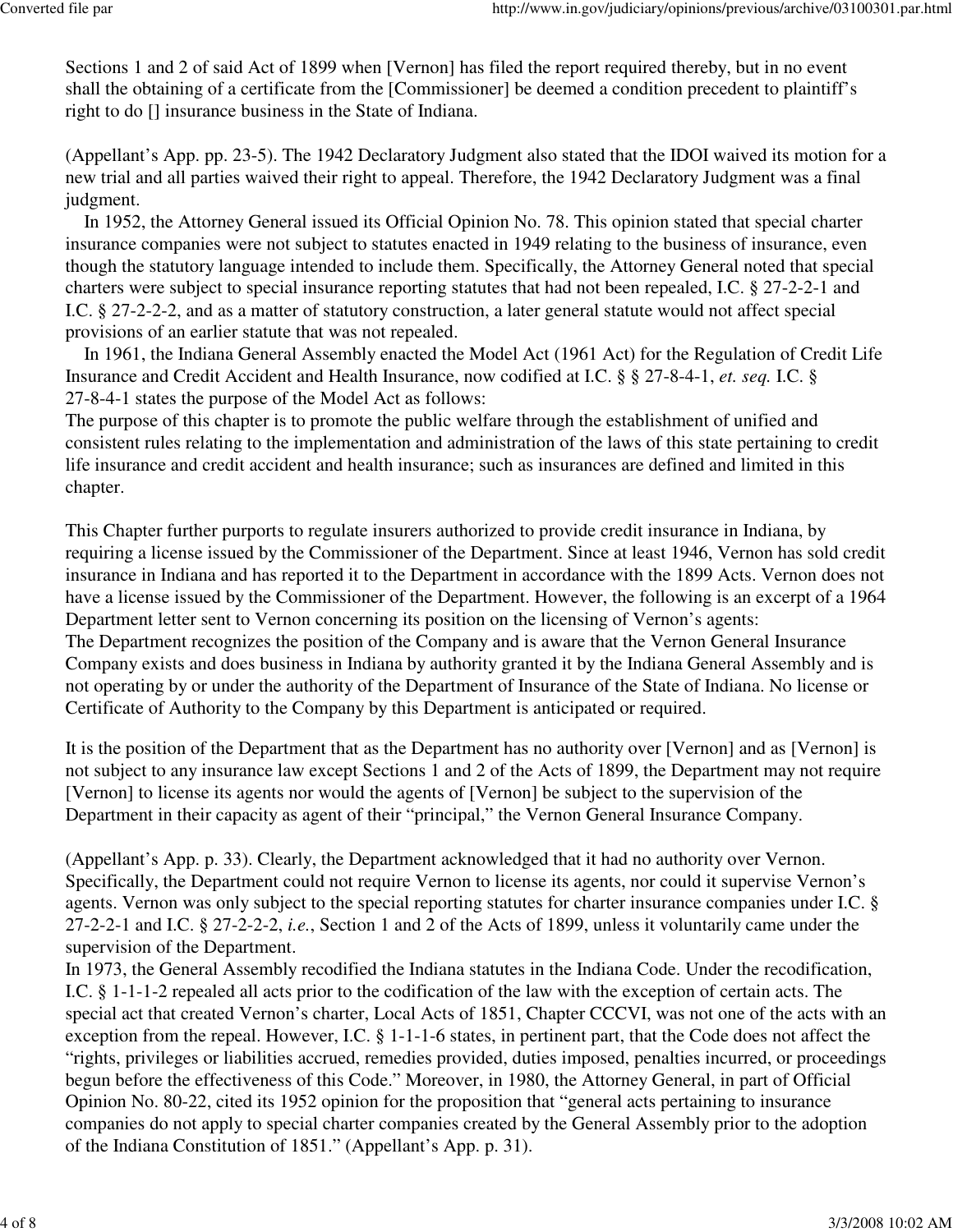Sections 1 and 2 of said Act of 1899 when [Vernon] has filed the report required thereby, but in no event shall the obtaining of a certificate from the [Commissioner] be deemed a condition precedent to plaintiff's right to do [] insurance business in the State of Indiana.

(Appellant's App. pp. 23-5). The 1942 Declaratory Judgment also stated that the IDOI waived its motion for a new trial and all parties waived their right to appeal. Therefore, the 1942 Declaratory Judgment was a final judgment.

In 1952, the Attorney General issued its Official Opinion No. 78. This opinion stated that special charter insurance companies were not subject to statutes enacted in 1949 relating to the business of insurance, even though the statutory language intended to include them. Specifically, the Attorney General noted that special charters were subject to special insurance reporting statutes that had not been repealed, I.C. § 27-2-2-1 and I.C. § 27-2-2-2, and as a matter of statutory construction, a later general statute would not affect special provisions of an earlier statute that was not repealed.

In 1961, the Indiana General Assembly enacted the Model Act (1961 Act) for the Regulation of Credit Life Insurance and Credit Accident and Health Insurance, now codified at I.C. § § 27-8-4-1, *et. seq.* I.C. § 27-8-4-1 states the purpose of the Model Act as follows:

The purpose of this chapter is to promote the public welfare through the establishment of unified and consistent rules relating to the implementation and administration of the laws of this state pertaining to credit life insurance and credit accident and health insurance; such as insurances are defined and limited in this chapter.

This Chapter further purports to regulate insurers authorized to provide credit insurance in Indiana, by requiring a license issued by the Commissioner of the Department. Since at least 1946, Vernon has sold credit insurance in Indiana and has reported it to the Department in accordance with the 1899 Acts. Vernon does not have a license issued by the Commissioner of the Department. However, the following is an excerpt of a 1964 Department letter sent to Vernon concerning its position on the licensing of Vernon's agents:

The Department recognizes the position of the Company and is aware that the Vernon General Insurance Company exists and does business in Indiana by authority granted it by the Indiana General Assembly and is not operating by or under the authority of the Department of Insurance of the State of Indiana. No license or Certificate of Authority to the Company by this Department is anticipated or required.

It is the position of the Department that as the Department has no authority over [Vernon] and as [Vernon] is not subject to any insurance law except Sections 1 and 2 of the Acts of 1899, the Department may not require [Vernon] to license its agents nor would the agents of [Vernon] be subject to the supervision of the Department in their capacity as agent of their "principal," the Vernon General Insurance Company.

(Appellant's App. p. 33). Clearly, the Department acknowledged that it had no authority over Vernon. Specifically, the Department could not require Vernon to license its agents, nor could it supervise Vernon's agents. Vernon was only subject to the special reporting statutes for charter insurance companies under I.C. § 27-2-2-1 and I.C. § 27-2-2-2, *i.e.*, Section 1 and 2 of the Acts of 1899, unless it voluntarily came under the supervision of the Department.

In 1973, the General Assembly recodified the Indiana statutes in the Indiana Code. Under the recodification, I.C. § 1-1-1-2 repealed all acts prior to the codification of the law with the exception of certain acts. The special act that created Vernon's charter, Local Acts of 1851, Chapter CCCVI, was not one of the acts with an exception from the repeal. However, I.C. § 1-1-1-6 states, in pertinent part, that the Code does not affect the "rights, privileges or liabilities accrued, remedies provided, duties imposed, penalties incurred, or proceedings begun before the effectiveness of this Code." Moreover, in 1980, the Attorney General, in part of Official Opinion No. 80-22, cited its 1952 opinion for the proposition that "general acts pertaining to insurance companies do not apply to special charter companies created by the General Assembly prior to the adoption of the Indiana Constitution of 1851." (Appellant's App. p. 31).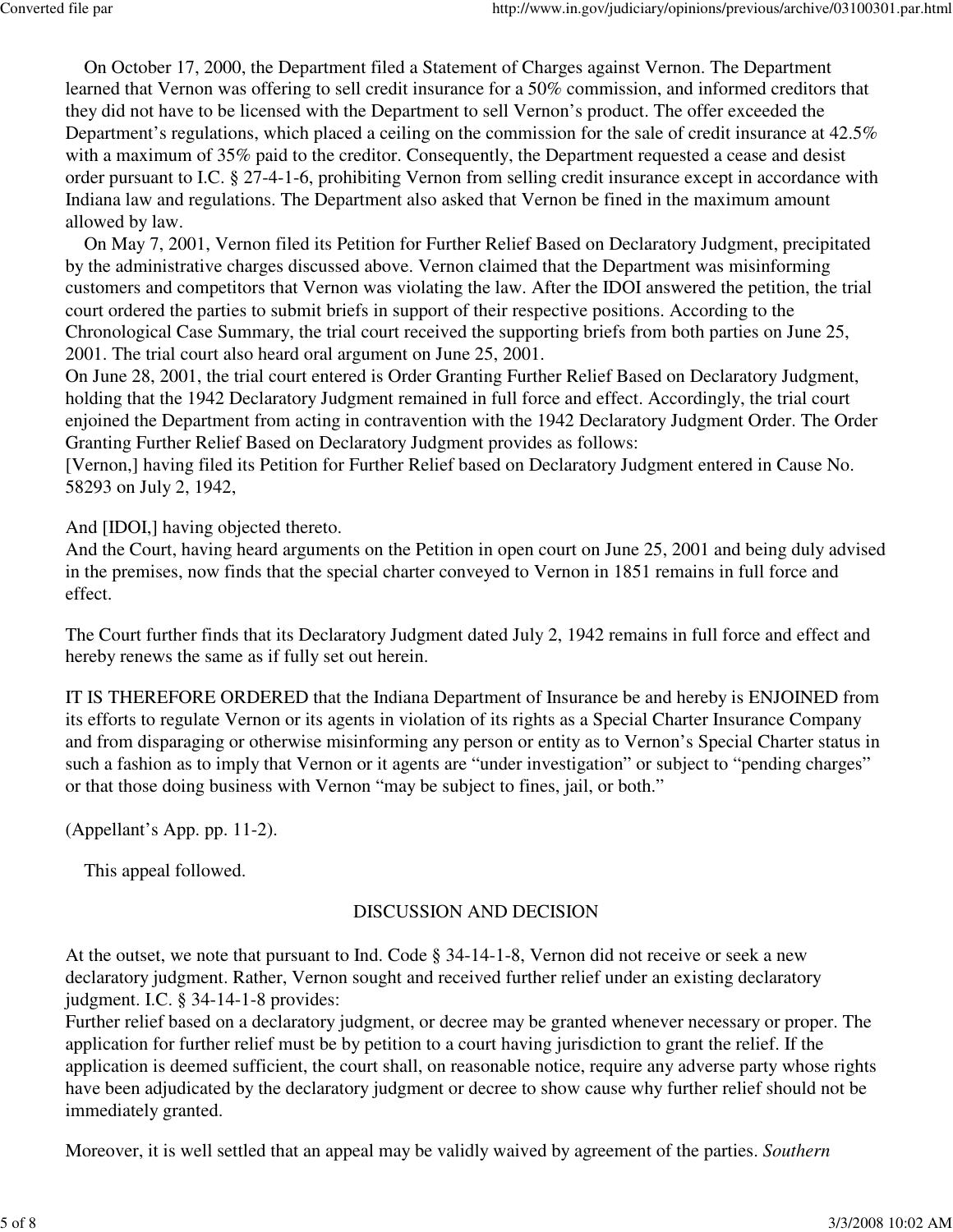On October 17, 2000, the Department filed a Statement of Charges against Vernon. The Department learned that Vernon was offering to sell credit insurance for a 50% commission, and informed creditors that they did not have to be licensed with the Department to sell Vernon's product. The offer exceeded the Department's regulations, which placed a ceiling on the commission for the sale of credit insurance at 42.5% with a maximum of 35% paid to the creditor. Consequently, the Department requested a cease and desist order pursuant to I.C. § 27-4-1-6, prohibiting Vernon from selling credit insurance except in accordance with Indiana law and regulations. The Department also asked that Vernon be fined in the maximum amount allowed by law.

On May 7, 2001, Vernon filed its Petition for Further Relief Based on Declaratory Judgment, precipitated by the administrative charges discussed above. Vernon claimed that the Department was misinforming customers and competitors that Vernon was violating the law. After the IDOI answered the petition, the trial court ordered the parties to submit briefs in support of their respective positions. According to the Chronological Case Summary, the trial court received the supporting briefs from both parties on June 25, 2001. The trial court also heard oral argument on June 25, 2001.

On June 28, 2001, the trial court entered is Order Granting Further Relief Based on Declaratory Judgment, holding that the 1942 Declaratory Judgment remained in full force and effect. Accordingly, the trial court enjoined the Department from acting in contravention with the 1942 Declaratory Judgment Order. The Order Granting Further Relief Based on Declaratory Judgment provides as follows:

[Vernon,] having filed its Petition for Further Relief based on Declaratory Judgment entered in Cause No. 58293 on July 2, 1942,

And [IDOI,] having objected thereto.

And the Court, having heard arguments on the Petition in open court on June 25, 2001 and being duly advised in the premises, now finds that the special charter conveyed to Vernon in 1851 remains in full force and effect.

The Court further finds that its Declaratory Judgment dated July 2, 1942 remains in full force and effect and hereby renews the same as if fully set out herein.

IT IS THEREFORE ORDERED that the Indiana Department of Insurance be and hereby is ENJOINED from its efforts to regulate Vernon or its agents in violation of its rights as a Special Charter Insurance Company and from disparaging or otherwise misinforming any person or entity as to Vernon's Special Charter status in such a fashion as to imply that Vernon or it agents are "under investigation" or subject to "pending charges" or that those doing business with Vernon "may be subject to fines, jail, or both."

(Appellant's App. pp. 11-2).

This appeal followed.

## DISCUSSION AND DECISION

At the outset, we note that pursuant to Ind. Code § 34-14-1-8, Vernon did not receive or seek a new declaratory judgment. Rather, Vernon sought and received further relief under an existing declaratory judgment. I.C. § 34-14-1-8 provides:

Further relief based on a declaratory judgment, or decree may be granted whenever necessary or proper. The application for further relief must be by petition to a court having jurisdiction to grant the relief. If the application is deemed sufficient, the court shall, on reasonable notice, require any adverse party whose rights have been adjudicated by the declaratory judgment or decree to show cause why further relief should not be immediately granted.

Moreover, it is well settled that an appeal may be validly waived by agreement of the parties. *Southern*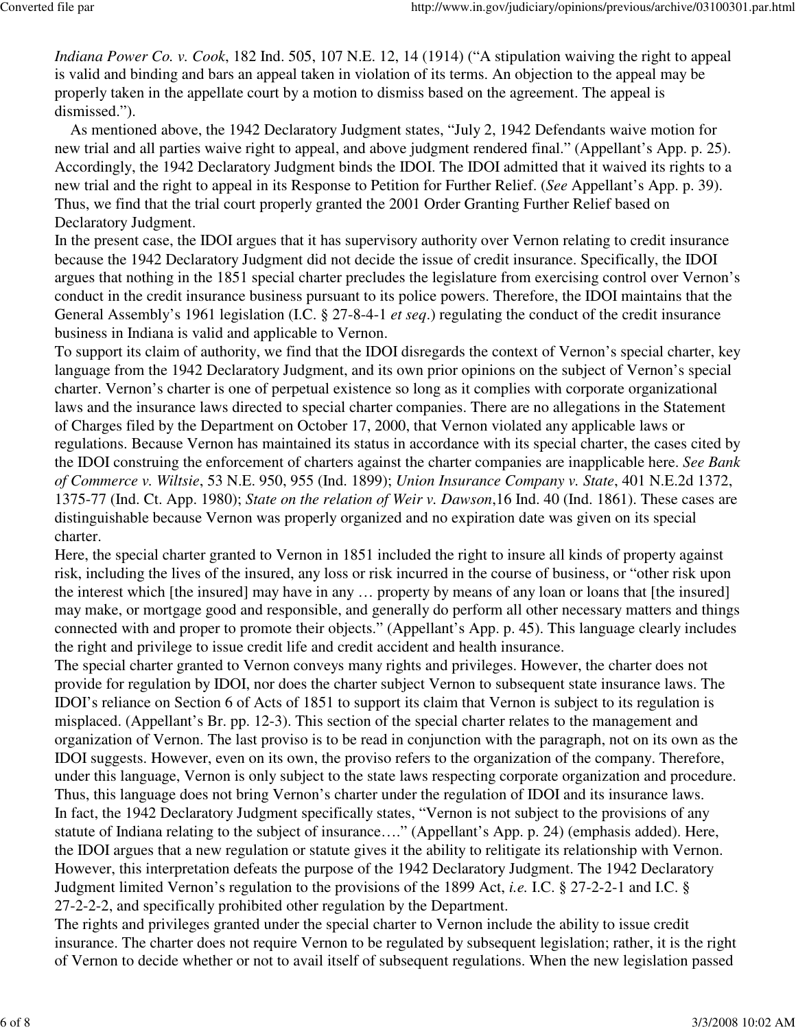*Indiana Power Co. v. Cook*, 182 Ind. 505, 107 N.E. 12, 14 (1914) ("A stipulation waiving the right to appeal is valid and binding and bars an appeal taken in violation of its terms. An objection to the appeal may be properly taken in the appellate court by a motion to dismiss based on the agreement. The appeal is dismissed.").

As mentioned above, the 1942 Declaratory Judgment states, "July 2, 1942 Defendants waive motion for new trial and all parties waive right to appeal, and above judgment rendered final." (Appellant's App. p. 25). Accordingly, the 1942 Declaratory Judgment binds the IDOI. The IDOI admitted that it waived its rights to a new trial and the right to appeal in its Response to Petition for Further Relief. (*See* Appellant's App. p. 39). Thus, we find that the trial court properly granted the 2001 Order Granting Further Relief based on Declaratory Judgment.

In the present case, the IDOI argues that it has supervisory authority over Vernon relating to credit insurance because the 1942 Declaratory Judgment did not decide the issue of credit insurance. Specifically, the IDOI argues that nothing in the 1851 special charter precludes the legislature from exercising control over Vernon's conduct in the credit insurance business pursuant to its police powers. Therefore, the IDOI maintains that the General Assembly's 1961 legislation (I.C. § 27-8-4-1 *et seq*.) regulating the conduct of the credit insurance business in Indiana is valid and applicable to Vernon.

To support its claim of authority, we find that the IDOI disregards the context of Vernon's special charter, key language from the 1942 Declaratory Judgment, and its own prior opinions on the subject of Vernon's special charter. Vernon's charter is one of perpetual existence so long as it complies with corporate organizational laws and the insurance laws directed to special charter companies. There are no allegations in the Statement of Charges filed by the Department on October 17, 2000, that Vernon violated any applicable laws or regulations. Because Vernon has maintained its status in accordance with its special charter, the cases cited by the IDOI construing the enforcement of charters against the charter companies are inapplicable here. *See Bank of Commerce v. Wiltsie*, 53 N.E. 950, 955 (Ind. 1899); *Union Insurance Company v. State*, 401 N.E.2d 1372, 1375-77 (Ind. Ct. App. 1980); *State on the relation of Weir v. Dawson*,16 Ind. 40 (Ind. 1861). These cases are distinguishable because Vernon was properly organized and no expiration date was given on its special charter.

Here, the special charter granted to Vernon in 1851 included the right to insure all kinds of property against risk, including the lives of the insured, any loss or risk incurred in the course of business, or "other risk upon the interest which [the insured] may have in any … property by means of any loan or loans that [the insured] may make, or mortgage good and responsible, and generally do perform all other necessary matters and things connected with and proper to promote their objects." (Appellant's App. p. 45). This language clearly includes the right and privilege to issue credit life and credit accident and health insurance.

The special charter granted to Vernon conveys many rights and privileges. However, the charter does not provide for regulation by IDOI, nor does the charter subject Vernon to subsequent state insurance laws. The IDOI's reliance on Section 6 of Acts of 1851 to support its claim that Vernon is subject to its regulation is misplaced. (Appellant's Br. pp. 12-3). This section of the special charter relates to the management and organization of Vernon. The last proviso is to be read in conjunction with the paragraph, not on its own as the IDOI suggests. However, even on its own, the proviso refers to the organization of the company. Therefore, under this language, Vernon is only subject to the state laws respecting corporate organization and procedure. Thus, this language does not bring Vernon's charter under the regulation of IDOI and its insurance laws.

In fact, the 1942 Declaratory Judgment specifically states, "Vernon is not subject to the provisions of any statute of Indiana relating to the subject of insurance…." (Appellant's App. p. 24) (emphasis added). Here, the IDOI argues that a new regulation or statute gives it the ability to relitigate its relationship with Vernon. However, this interpretation defeats the purpose of the 1942 Declaratory Judgment. The 1942 Declaratory Judgment limited Vernon's regulation to the provisions of the 1899 Act, *i.e.* I.C. § 27-2-2-1 and I.C. § 27-2-2-2, and specifically prohibited other regulation by the Department.

The rights and privileges granted under the special charter to Vernon include the ability to issue credit insurance. The charter does not require Vernon to be regulated by subsequent legislation; rather, it is the right of Vernon to decide whether or not to avail itself of subsequent regulations. When the new legislation passed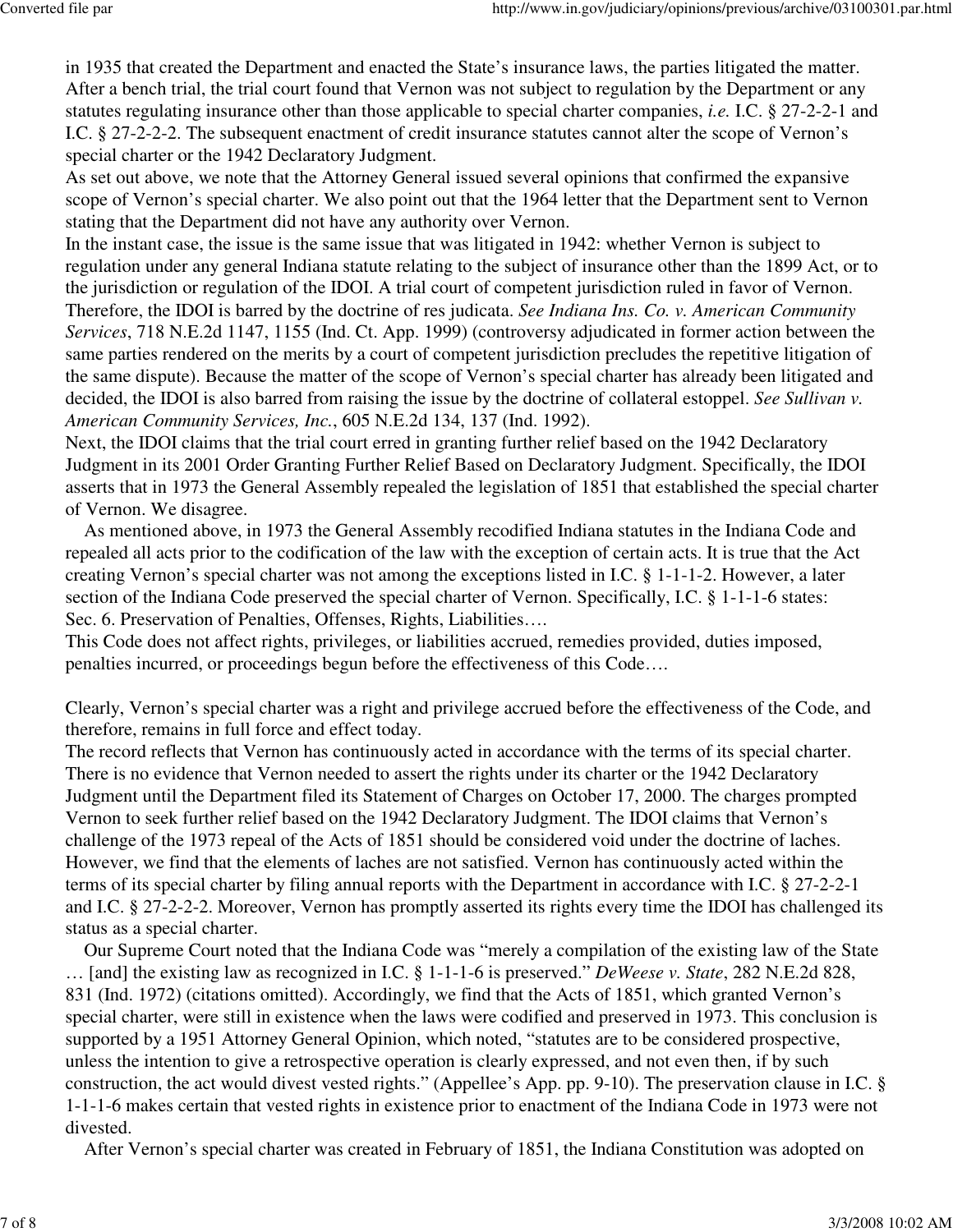in 1935 that created the Department and enacted the State's insurance laws, the parties litigated the matter. After a bench trial, the trial court found that Vernon was not subject to regulation by the Department or any statutes regulating insurance other than those applicable to special charter companies, *i.e.* I.C. § 27-2-2-1 and I.C. § 27-2-2-2. The subsequent enactment of credit insurance statutes cannot alter the scope of Vernon's special charter or the 1942 Declaratory Judgment.

As set out above, we note that the Attorney General issued several opinions that confirmed the expansive scope of Vernon's special charter. We also point out that the 1964 letter that the Department sent to Vernon stating that the Department did not have any authority over Vernon.

In the instant case, the issue is the same issue that was litigated in 1942: whether Vernon is subject to regulation under any general Indiana statute relating to the subject of insurance other than the 1899 Act, or to the jurisdiction or regulation of the IDOI. A trial court of competent jurisdiction ruled in favor of Vernon. Therefore, the IDOI is barred by the doctrine of res judicata. *See Indiana Ins. Co. v. American Community Services*, 718 N.E.2d 1147, 1155 (Ind. Ct. App. 1999) (controversy adjudicated in former action between the same parties rendered on the merits by a court of competent jurisdiction precludes the repetitive litigation of the same dispute). Because the matter of the scope of Vernon's special charter has already been litigated and decided, the IDOI is also barred from raising the issue by the doctrine of collateral estoppel. *See Sullivan v. American Community Services, Inc.*, 605 N.E.2d 134, 137 (Ind. 1992).

Next, the IDOI claims that the trial court erred in granting further relief based on the 1942 Declaratory Judgment in its 2001 Order Granting Further Relief Based on Declaratory Judgment. Specifically, the IDOI asserts that in 1973 the General Assembly repealed the legislation of 1851 that established the special charter of Vernon. We disagree.

As mentioned above, in 1973 the General Assembly recodified Indiana statutes in the Indiana Code and repealed all acts prior to the codification of the law with the exception of certain acts. It is true that the Act creating Vernon's special charter was not among the exceptions listed in I.C. § 1-1-1-2. However, a later section of the Indiana Code preserved the special charter of Vernon. Specifically, I.C. § 1-1-1-6 states:

Sec. 6. Preservation of Penalties, Offenses, Rights, Liabilities….

This Code does not affect rights, privileges, or liabilities accrued, remedies provided, duties imposed, penalties incurred, or proceedings begun before the effectiveness of this Code….

Clearly, Vernon's special charter was a right and privilege accrued before the effectiveness of the Code, and therefore, remains in full force and effect today.

The record reflects that Vernon has continuously acted in accordance with the terms of its special charter. There is no evidence that Vernon needed to assert the rights under its charter or the 1942 Declaratory Judgment until the Department filed its Statement of Charges on October 17, 2000. The charges prompted Vernon to seek further relief based on the 1942 Declaratory Judgment. The IDOI claims that Vernon's challenge of the 1973 repeal of the Acts of 1851 should be considered void under the doctrine of laches. However, we find that the elements of laches are not satisfied. Vernon has continuously acted within the terms of its special charter by filing annual reports with the Department in accordance with I.C. § 27-2-2-1 and I.C. § 27-2-2-2. Moreover, Vernon has promptly asserted its rights every time the IDOI has challenged its status as a special charter.

Our Supreme Court noted that the Indiana Code was "merely a compilation of the existing law of the State … [and] the existing law as recognized in I.C. § 1-1-1-6 is preserved." *DeWeese v. State*, 282 N.E.2d 828, 831 (Ind. 1972) (citations omitted). Accordingly, we find that the Acts of 1851, which granted Vernon's special charter, were still in existence when the laws were codified and preserved in 1973. This conclusion is supported by a 1951 Attorney General Opinion, which noted, "statutes are to be considered prospective, unless the intention to give a retrospective operation is clearly expressed, and not even then, if by such construction, the act would divest vested rights." (Appellee's App. pp. 9-10). The preservation clause in I.C. § 1-1-1-6 makes certain that vested rights in existence prior to enactment of the Indiana Code in 1973 were not divested.

After Vernon's special charter was created in February of 1851, the Indiana Constitution was adopted on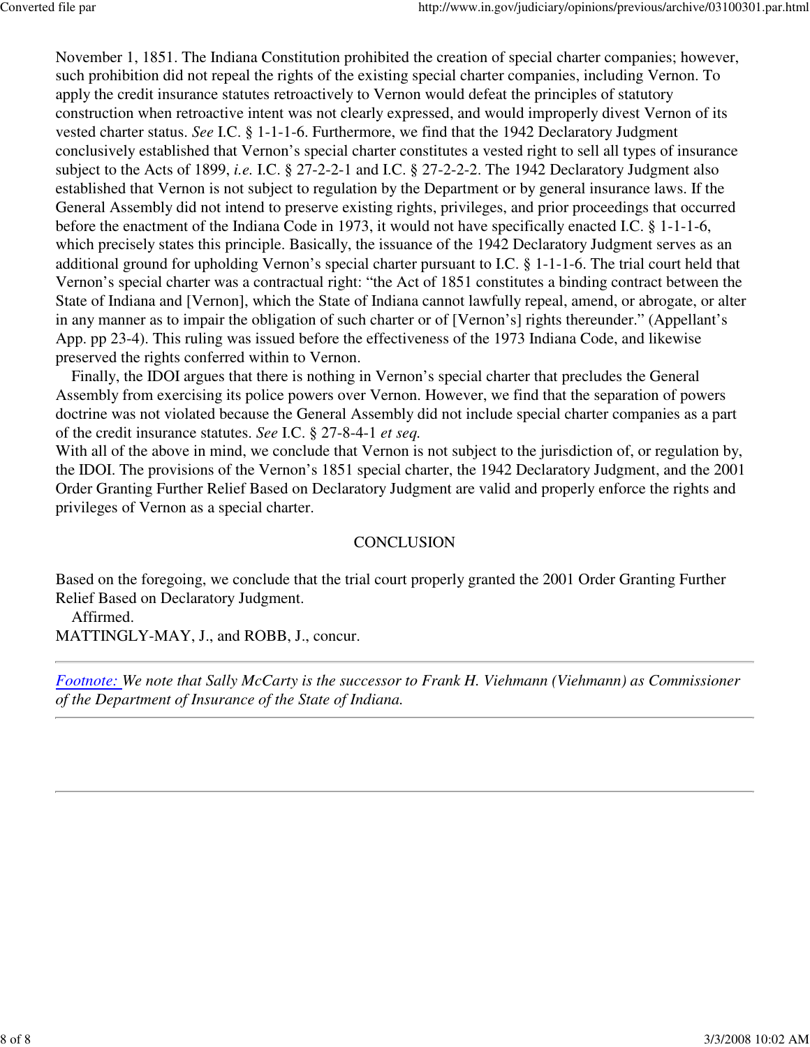November 1, 1851. The Indiana Constitution prohibited the creation of special charter companies; however, such prohibition did not repeal the rights of the existing special charter companies, including Vernon. To apply the credit insurance statutes retroactively to Vernon would defeat the principles of statutory construction when retroactive intent was not clearly expressed, and would improperly divest Vernon of its vested charter status. *See* I.C. § 1-1-1-6. Furthermore, we find that the 1942 Declaratory Judgment conclusively established that Vernon's special charter constitutes a vested right to sell all types of insurance subject to the Acts of 1899, *i.e.* I.C. § 27-2-2-1 and I.C. § 27-2-2-2. The 1942 Declaratory Judgment also established that Vernon is not subject to regulation by the Department or by general insurance laws. If the General Assembly did not intend to preserve existing rights, privileges, and prior proceedings that occurred before the enactment of the Indiana Code in 1973, it would not have specifically enacted I.C. § 1-1-1-6, which precisely states this principle. Basically, the issuance of the 1942 Declaratory Judgment serves as an additional ground for upholding Vernon's special charter pursuant to I.C. § 1-1-1-6. The trial court held that Vernon's special charter was a contractual right: "the Act of 1851 constitutes a binding contract between the State of Indiana and [Vernon], which the State of Indiana cannot lawfully repeal, amend, or abrogate, or alter in any manner as to impair the obligation of such charter or of [Vernon's] rights thereunder." (Appellant's App. pp 23-4). This ruling was issued before the effectiveness of the 1973 Indiana Code, and likewise preserved the rights conferred within to Vernon.

Finally, the IDOI argues that there is nothing in Vernon's special charter that precludes the General Assembly from exercising its police powers over Vernon. However, we find that the separation of powers doctrine was not violated because the General Assembly did not include special charter companies as a part of the credit insurance statutes. *See* I.C. § 27-8-4-1 *et seq.*

With all of the above in mind, we conclude that Vernon is not subject to the jurisdiction of, or regulation by, the IDOI. The provisions of the Vernon's 1851 special charter, the 1942 Declaratory Judgment, and the 2001 Order Granting Further Relief Based on Declaratory Judgment are valid and properly enforce the rights and privileges of Vernon as a special charter.

## CONCLUSION

Based on the foregoing, we conclude that the trial court properly granted the 2001 Order Granting Further Relief Based on Declaratory Judgment.

Affirmed.

MATTINGLY-MAY, J., and ROBB, J., concur.

---

*Footnote: We note that Sally McCarty is the successor to Frank H. Viehmann (Viehmann) as Commissioner of the Department of Insurance of the State of Indiana.*